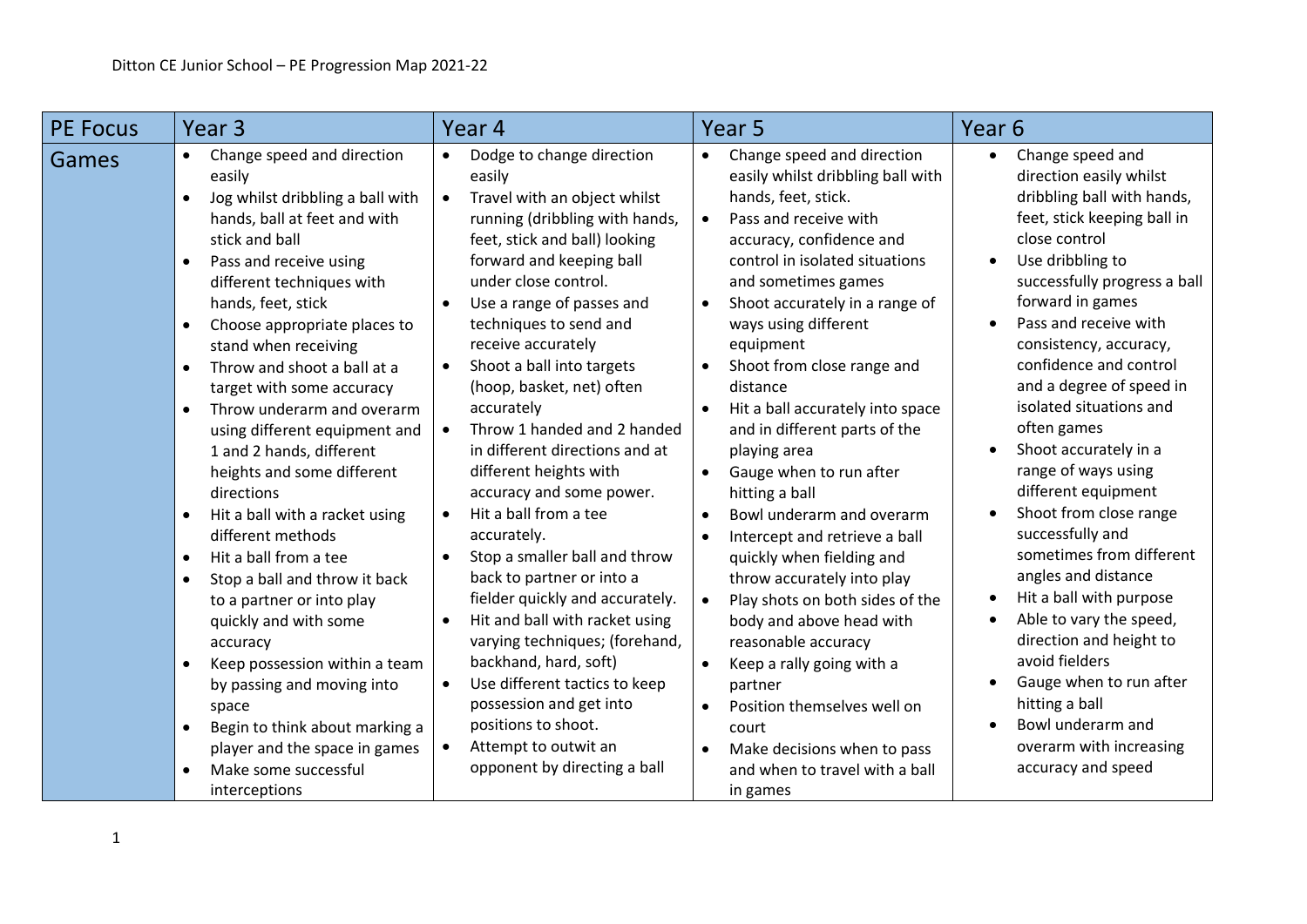Ditton CE Junior School – PE Progression Map 2021-22

| PE Focus | Year 3 | Year 4 | Year 5 | Year 6 |
|---|---|---|---|---|
| Games | • Change speed and direction easily<br>• Jog whilst dribbling a ball with hands, ball at feet and with stick and ball<br>• Pass and receive using different techniques with hands, feet, stick<br>• Choose appropriate places to stand when receiving<br>• Throw and shoot a ball at a target with some accuracy<br>• Throw underarm and overarm using different equipment and 1 and 2 hands, different heights and some different directions<br>• Hit a ball with a racket using different methods<br>• Hit a ball from a tee<br>• Stop a ball and throw it back to a partner or into play quickly and with some accuracy<br>• Keep possession within a team by passing and moving into space<br>• Begin to think about marking a player and the space in games<br>• Make some successful interceptions | • Dodge to change direction easily<br>• Travel with an object whilst running (dribbling with hands, feet, stick and ball) looking forward and keeping ball under close control.<br>• Use a range of passes and techniques to send and receive accurately<br>• Shoot a ball into targets (hoop, basket, net) often accurately<br>• Throw 1 handed and 2 handed in different directions and at different heights with accuracy and some power.<br>• Hit a ball from a tee accurately.<br>• Stop a smaller ball and throw back to partner or into a fielder quickly and accurately.<br>• Hit and ball with racket using varying techniques; (forehand, backhand, hard, soft)<br>• Use different tactics to keep possession and get into positions to shoot.<br>• Attempt to outwit an opponent by directing a ball | • Change speed and direction easily whilst dribbling ball with hands, feet, stick.<br>• Pass and receive with accuracy, confidence and control in isolated situations and sometimes games<br>• Shoot accurately in a range of ways using different equipment<br>• Shoot from close range and distance<br>• Hit a ball accurately into space and in different parts of the playing area<br>• Gauge when to run after hitting a ball<br>• Bowl underarm and overarm<br>• Intercept and retrieve a ball quickly when fielding and throw accurately into play<br>• Play shots on both sides of the body and above head with reasonable accuracy<br>• Keep a rally going with a partner<br>• Position themselves well on court<br>• Make decisions when to pass and when to travel with a ball in games | • Change speed and direction easily whilst dribbling ball with hands, feet, stick keeping ball in close control<br>• Use dribbling to successfully progress a ball forward in games<br>• Pass and receive with consistency, accuracy, confidence and control and a degree of speed in isolated situations and often games<br>• Shoot accurately in a range of ways using different equipment<br>• Shoot from close range successfully and sometimes from different angles and distance<br>• Hit a ball with purpose<br>• Able to vary the speed, direction and height to avoid fielders<br>• Gauge when to run after hitting a ball<br>• Bowl underarm and overarm with increasing accuracy and speed |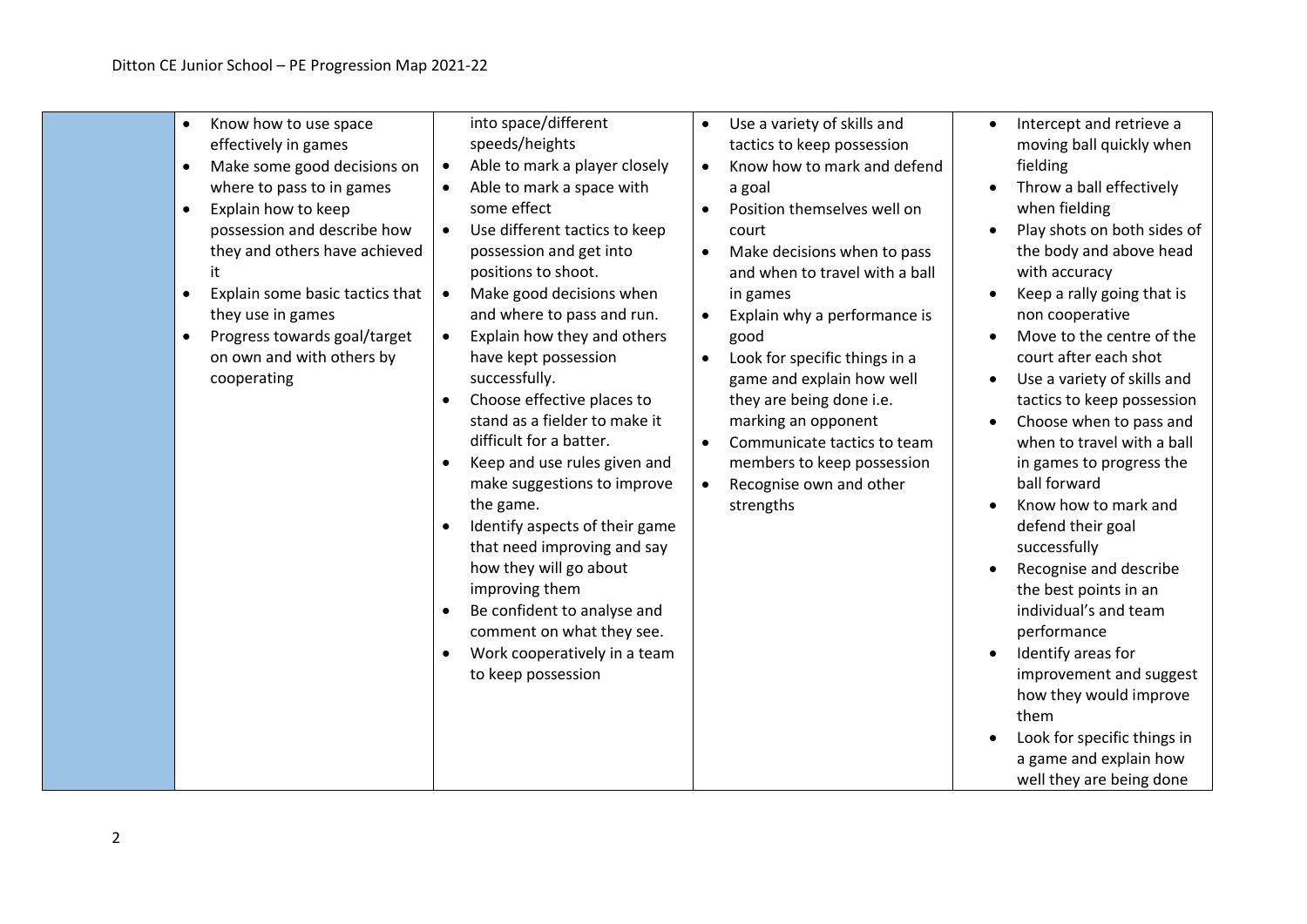| | | | | |
|---|---|---|---|---|
| | <ul><li>Know how to use space effectively in games</li><li>Make some good decisions on where to pass to in games</li><li>Explain how to keep possession and describe how they and others have achieved it</li><li>Explain some basic tactics that they use in games</li><li>Progress towards goal/target on own and with others by cooperating</li></ul> | into space/different speeds/heights<ul><li>Able to mark a player closely</li><li>Able to mark a space with some effect</li><li>Use different tactics to keep possession and get into positions to shoot.</li><li>Make good decisions when and where to pass and run.</li><li>Explain how they and others have kept possession successfully.</li><li>Choose effective places to stand as a fielder to make it difficult for a batter.</li><li>Keep and use rules given and make suggestions to improve the game.</li><li>Identify aspects of their game that need improving and say how they will go about improving them</li><li>Be confident to analyse and comment on what they see.</li><li>Work cooperatively in a team to keep possession</li></ul> | <ul><li>Use a variety of skills and tactics to keep possession</li><li>Know how to mark and defend a goal</li><li>Position themselves well on court</li><li>Make decisions when to pass and when to travel with a ball in games</li><li>Explain why a performance is good</li><li>Look for specific things in a game and explain how well they are being done i.e. marking an opponent</li><li>Communicate tactics to team members to keep possession</li><li>Recognise own and other strengths</li></ul> | <ul><li>Intercept and retrieve a moving ball quickly when fielding</li><li>Throw a ball effectively when fielding</li><li>Play shots on both sides of the body and above head with accuracy</li><li>Keep a rally going that is non cooperative</li><li>Move to the centre of the court after each shot</li><li>Use a variety of skills and tactics to keep possession</li><li>Choose when to pass and when to travel with a ball in games to progress the ball forward</li><li>Know how to mark and defend their goal successfully</li><li>Recognise and describe the best points in an individual's and team performance</li><li>Identify areas for improvement and suggest how they would improve them</li><li>Look for specific things in a game and explain how well they are being done</li></ul> |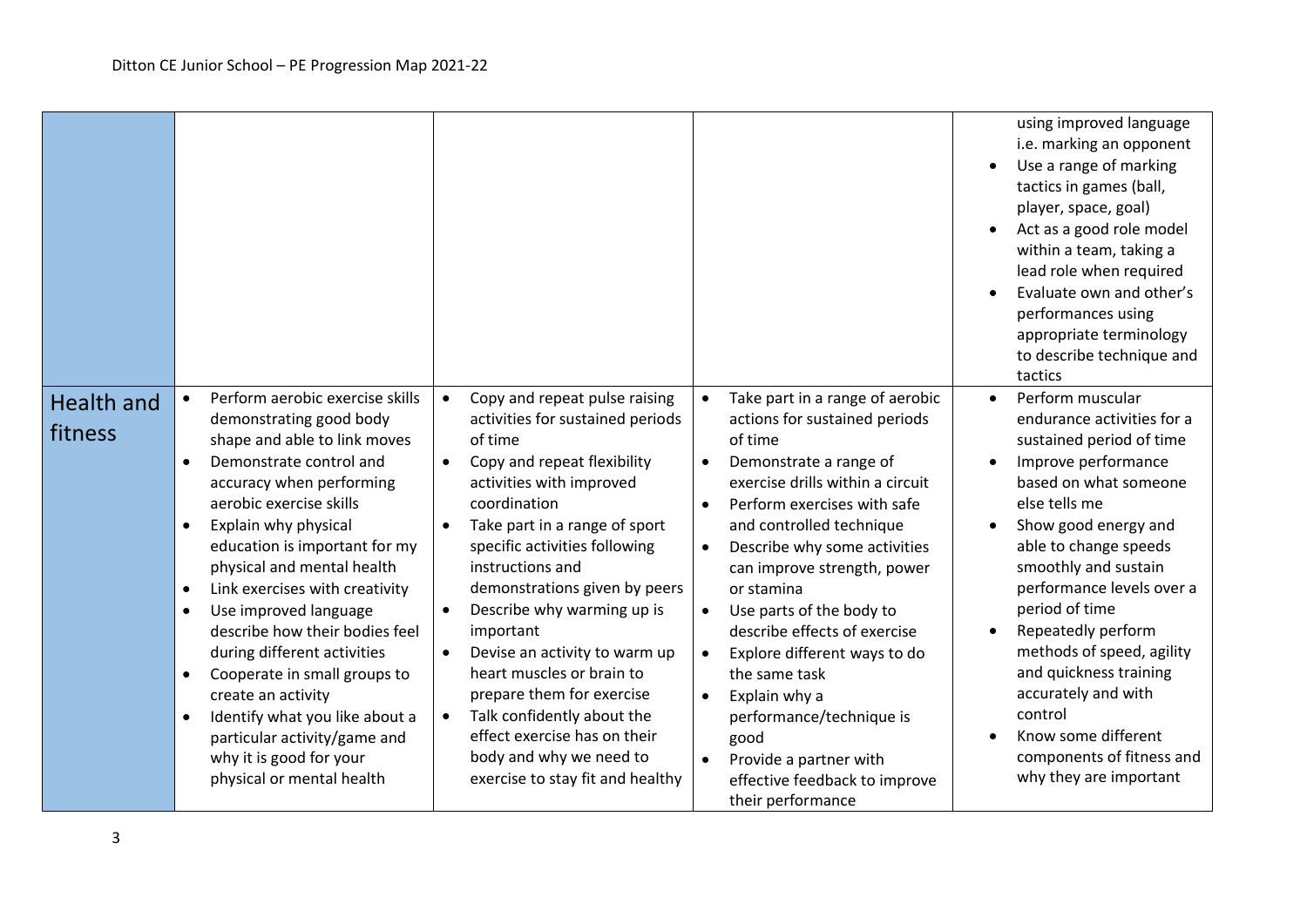| | | | | |
|---|---|---|---|---|
| | | | | using improved language i.e. marking an opponent<br>• Use a range of marking tactics in games (ball, player, space, goal)<br>• Act as a good role model within a team, taking a lead role when required<br>• Evaluate own and other's performances using appropriate terminology to describe technique and tactics |
| Health and fitness | • Perform aerobic exercise skills demonstrating good body shape and able to link moves<br>• Demonstrate control and accuracy when performing aerobic exercise skills<br>• Explain why physical education is important for my physical and mental health<br>• Link exercises with creativity<br>• Use improved language describe how their bodies feel during different activities<br>• Cooperate in small groups to create an activity<br>• Identify what you like about a particular activity/game and why it is good for your physical or mental health | • Copy and repeat pulse raising activities for sustained periods of time<br>• Copy and repeat flexibility activities with improved coordination<br>• Take part in a range of sport specific activities following instructions and demonstrations given by peers<br>• Describe why warming up is important<br>• Devise an activity to warm up heart muscles or brain to prepare them for exercise<br>• Talk confidently about the effect exercise has on their body and why we need to exercise to stay fit and healthy | • Take part in a range of aerobic actions for sustained periods of time<br>• Demonstrate a range of exercise drills within a circuit<br>• Perform exercises with safe and controlled technique<br>• Describe why some activities can improve strength, power or stamina<br>• Use parts of the body to describe effects of exercise<br>• Explore different ways to do the same task<br>• Explain why a performance/technique is good<br>• Provide a partner with effective feedback to improve their performance | • Perform muscular endurance activities for a sustained period of time<br>• Improve performance based on what someone else tells me<br>• Show good energy and able to change speeds smoothly and sustain performance levels over a period of time<br>• Repeatedly perform methods of speed, agility and quickness training accurately and with control<br>• Know some different components of fitness and why they are important |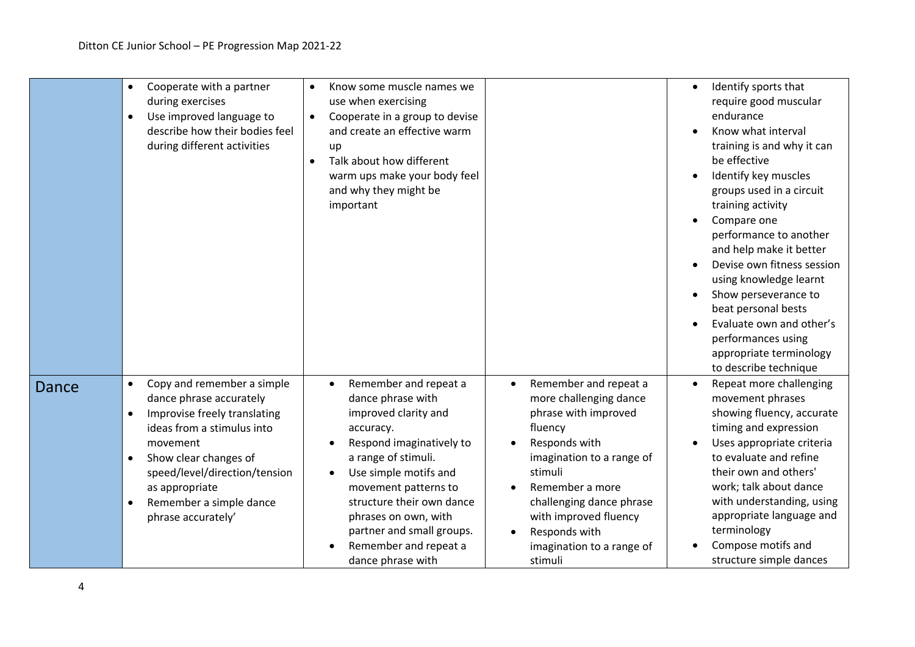| | | | | |
|---|---|---|---|---|
| | • Cooperate with a partner during exercises<br>• Use improved language to describe how their bodies feel during different activities | • Know some muscle names we use when exercising<br>• Cooperate in a group to devise and create an effective warm up<br>• Talk about how different warm ups make your body feel and why they might be important | | • Identify sports that require good muscular endurance<br>• Know what interval training is and why it can be effective<br>• Identify key muscles groups used in a circuit training activity<br>• Compare one performance to another and help make it better<br>• Devise own fitness session using knowledge learnt<br>• Show perseverance to beat personal bests<br>• Evaluate own and other's performances using appropriate terminology to describe technique |
| Dance | • Copy and remember a simple dance phrase accurately<br>• Improvise freely translating ideas from a stimulus into movement<br>• Show clear changes of speed/level/direction/tension as appropriate<br>• Remember a simple dance phrase accurately' | • Remember and repeat a dance phrase with improved clarity and accuracy.<br>• Respond imaginatively to a range of stimuli.<br>• Use simple motifs and movement patterns to structure their own dance phrases on own, with partner and small groups.<br>• Remember and repeat a dance phrase with | • Remember and repeat a more challenging dance phrase with improved fluency<br>• Responds with imagination to a range of stimuli<br>• Remember a more challenging dance phrase with improved fluency<br>• Responds with imagination to a range of stimuli | • Repeat more challenging movement phrases showing fluency, accurate timing and expression<br>• Uses appropriate criteria to evaluate and refine their own and others' work; talk about dance with understanding, using appropriate language and terminology<br>• Compose motifs and structure simple dances |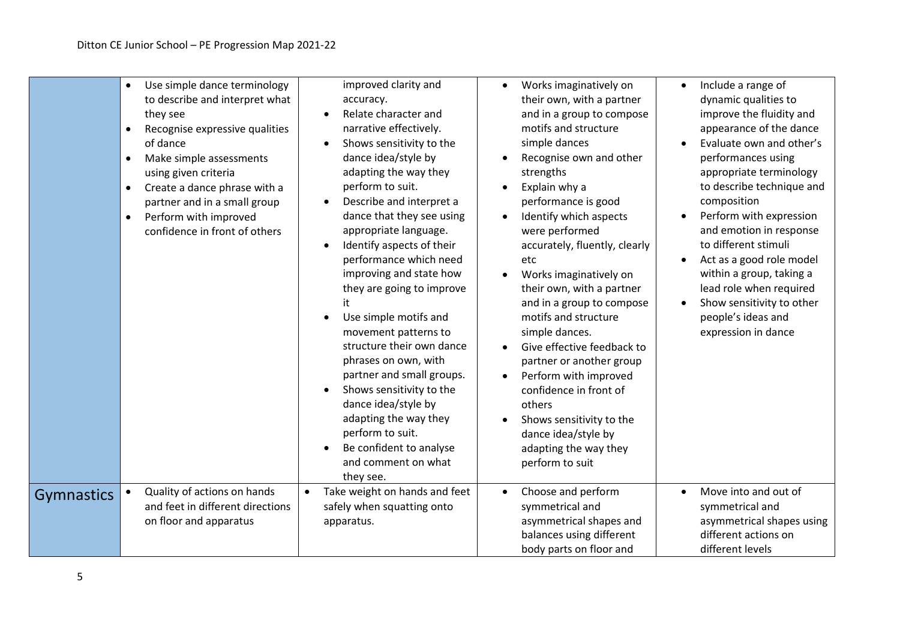| | | | | |
|---|---|---|---|---|
| | • Use simple dance terminology to describe and interpret what they see<br>• Recognise expressive qualities of dance<br>• Make simple assessments using given criteria<br>• Create a dance phrase with a partner and in a small group<br>• Perform with improved confidence in front of others | improved clarity and accuracy.<br>• Relate character and narrative effectively.<br>• Shows sensitivity to the dance idea/style by adapting the way they perform to suit.<br>• Describe and interpret a dance that they see using appropriate language.<br>• Identify aspects of their performance which need improving and state how they are going to improve it<br>• Use simple motifs and movement patterns to structure their own dance phrases on own, with partner and small groups.<br>• Shows sensitivity to the dance idea/style by adapting the way they perform to suit.<br>• Be confident to analyse and comment on what they see. | • Works imaginatively on their own, with a partner and in a group to compose motifs and structure simple dances<br>• Recognise own and other strengths<br>• Explain why a performance is good<br>• Identify which aspects were performed accurately, fluently, clearly etc<br>• Works imaginatively on their own, with a partner and in a group to compose motifs and structure simple dances.<br>• Give effective feedback to partner or another group<br>• Perform with improved confidence in front of others<br>• Shows sensitivity to the dance idea/style by adapting the way they perform to suit | • Include a range of dynamic qualities to improve the fluidity and appearance of the dance<br>• Evaluate own and other's performances using appropriate terminology to describe technique and composition<br>• Perform with expression and emotion in response to different stimuli<br>• Act as a good role model within a group, taking a lead role when required<br>• Show sensitivity to other people's ideas and expression in dance |
| Gymnastics | • Quality of actions on hands and feet in different directions on floor and apparatus | • Take weight on hands and feet safely when squatting onto apparatus. | • Choose and perform symmetrical and asymmetrical shapes and balances using different body parts on floor and | • Move into and out of symmetrical and asymmetrical shapes using different actions on different levels |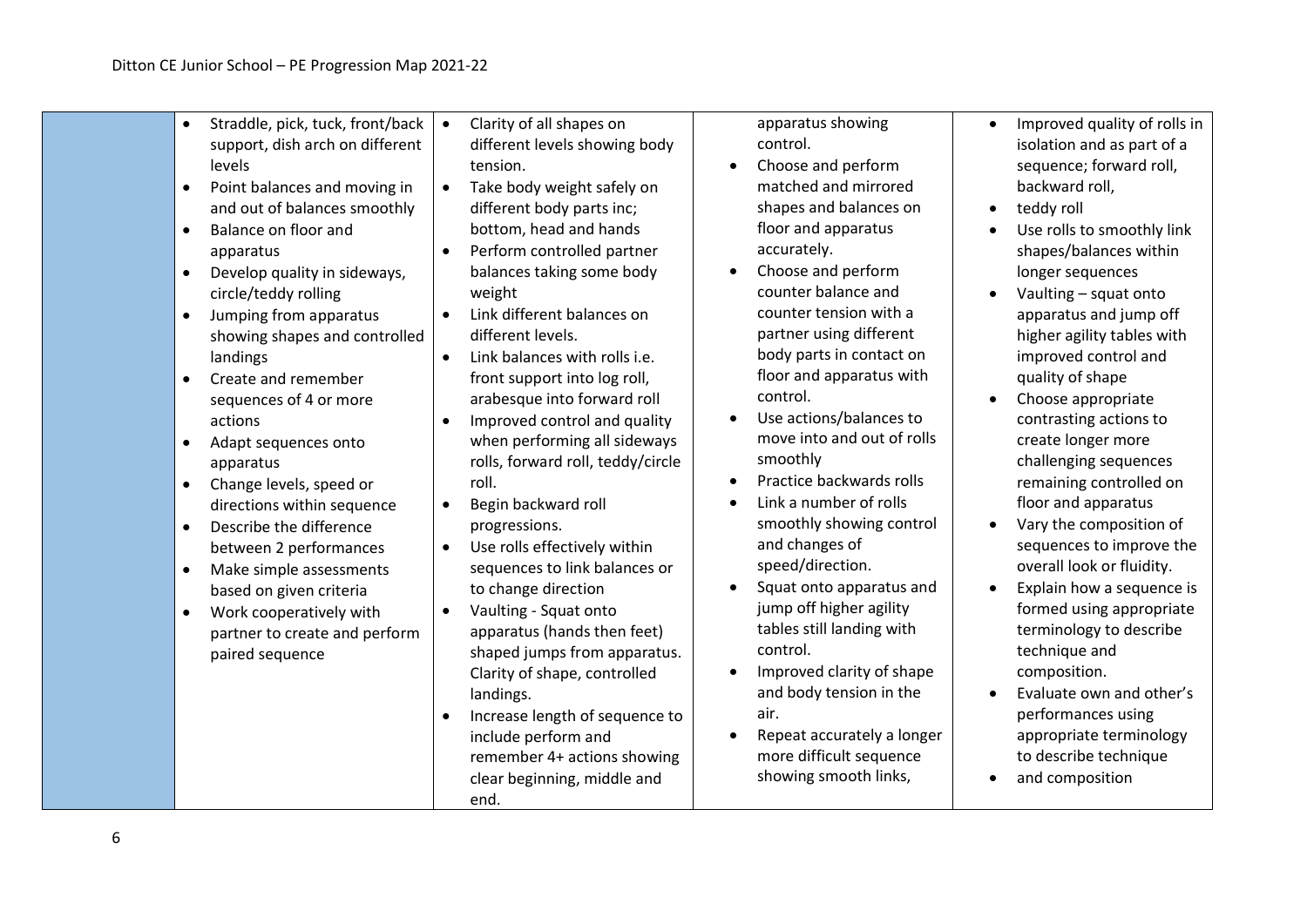| | | | | |
|---|---|---|---|---|
| | • Straddle, pick, tuck, front/back support, dish arch on different levels<br>• Point balances and moving in and out of balances smoothly<br>• Balance on floor and apparatus<br>• Develop quality in sideways, circle/teddy rolling<br>• Jumping from apparatus showing shapes and controlled landings<br>• Create and remember sequences of 4 or more actions<br>• Adapt sequences onto apparatus<br>• Change levels, speed or directions within sequence<br>• Describe the difference between 2 performances<br>• Make simple assessments based on given criteria<br>• Work cooperatively with partner to create and perform paired sequence | • Clarity of all shapes on different levels showing body tension.<br>• Take body weight safely on different body parts inc; bottom, head and hands<br>• Perform controlled partner balances taking some body weight<br>• Link different balances on different levels.<br>• Link balances with rolls i.e. front support into log roll, arabesque into forward roll<br>• Improved control and quality when performing all sideways rolls, forward roll, teddy/circle roll.<br>• Begin backward roll progressions.<br>• Use rolls effectively within sequences to link balances or to change direction<br>• Vaulting - Squat onto apparatus (hands then feet) shaped jumps from apparatus. Clarity of shape, controlled landings.<br>• Increase length of sequence to include perform and remember 4+ actions showing clear beginning, middle and end. | apparatus showing control.<br>• Choose and perform matched and mirrored shapes and balances on floor and apparatus accurately.<br>• Choose and perform counter balance and counter tension with a partner using different body parts in contact on floor and apparatus with control.<br>• Use actions/balances to move into and out of rolls smoothly<br>• Practice backwards rolls<br>• Link a number of rolls smoothly showing control and changes of speed/direction.<br>• Squat onto apparatus and jump off higher agility tables still landing with control.<br>• Improved clarity of shape and body tension in the air.<br>• Repeat accurately a longer more difficult sequence showing smooth links, | • Improved quality of rolls in isolation and as part of a sequence; forward roll, backward roll,<br>• teddy roll<br>• Use rolls to smoothly link shapes/balances within longer sequences<br>• Vaulting – squat onto apparatus and jump off higher agility tables with improved control and quality of shape<br>• Choose appropriate contrasting actions to create longer more challenging sequences remaining controlled on floor and apparatus<br>• Vary the composition of sequences to improve the overall look or fluidity.<br>• Explain how a sequence is formed using appropriate terminology to describe technique and composition.<br>• Evaluate own and other's performances using appropriate terminology to describe technique<br>• and composition |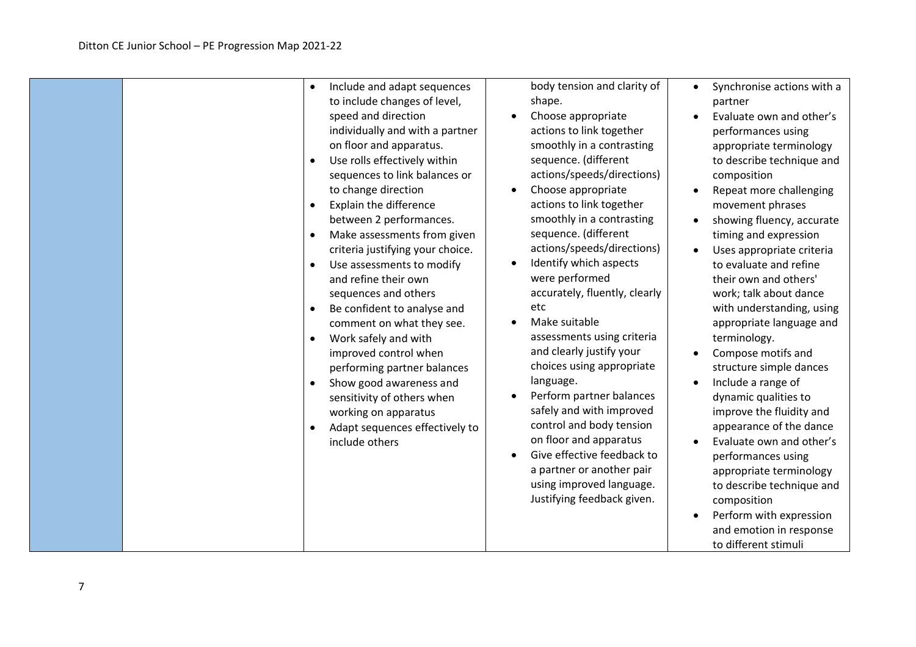|  |  |  |  |  |
|---|---|---|---|---|
|  |  | • Include and adapt sequences to include changes of level, speed and direction individually and with a partner on floor and apparatus.<br>• Use rolls effectively within sequences to link balances or to change direction<br>• Explain the difference between 2 performances.<br>• Make assessments from given criteria justifying your choice.<br>• Use assessments to modify and refine their own sequences and others<br>• Be confident to analyse and comment on what they see.<br>• Work safely and with improved control when performing partner balances<br>• Show good awareness and sensitivity of others when working on apparatus<br>• Adapt sequences effectively to include others | body tension and clarity of shape.<br>• Choose appropriate actions to link together smoothly in a contrasting sequence. (different actions/speeds/directions)<br>• Choose appropriate actions to link together smoothly in a contrasting sequence. (different actions/speeds/directions)<br>• Identify which aspects were performed accurately, fluently, clearly etc<br>• Make suitable assessments using criteria and clearly justify your choices using appropriate language.<br>• Perform partner balances safely and with improved control and body tension on floor and apparatus<br>• Give effective feedback to a partner or another pair using improved language. Justifying feedback given. | • Synchronise actions with a partner<br>• Evaluate own and other's performances using appropriate terminology to describe technique and composition<br>• Repeat more challenging movement phrases<br>• showing fluency, accurate timing and expression<br>• Uses appropriate criteria to evaluate and refine their own and others' work; talk about dance with understanding, using appropriate language and terminology.<br>• Compose motifs and structure simple dances<br>• Include a range of dynamic qualities to improve the fluidity and appearance of the dance<br>• Evaluate own and other's performances using appropriate terminology to describe technique and composition<br>• Perform with expression and emotion in response to different stimuli |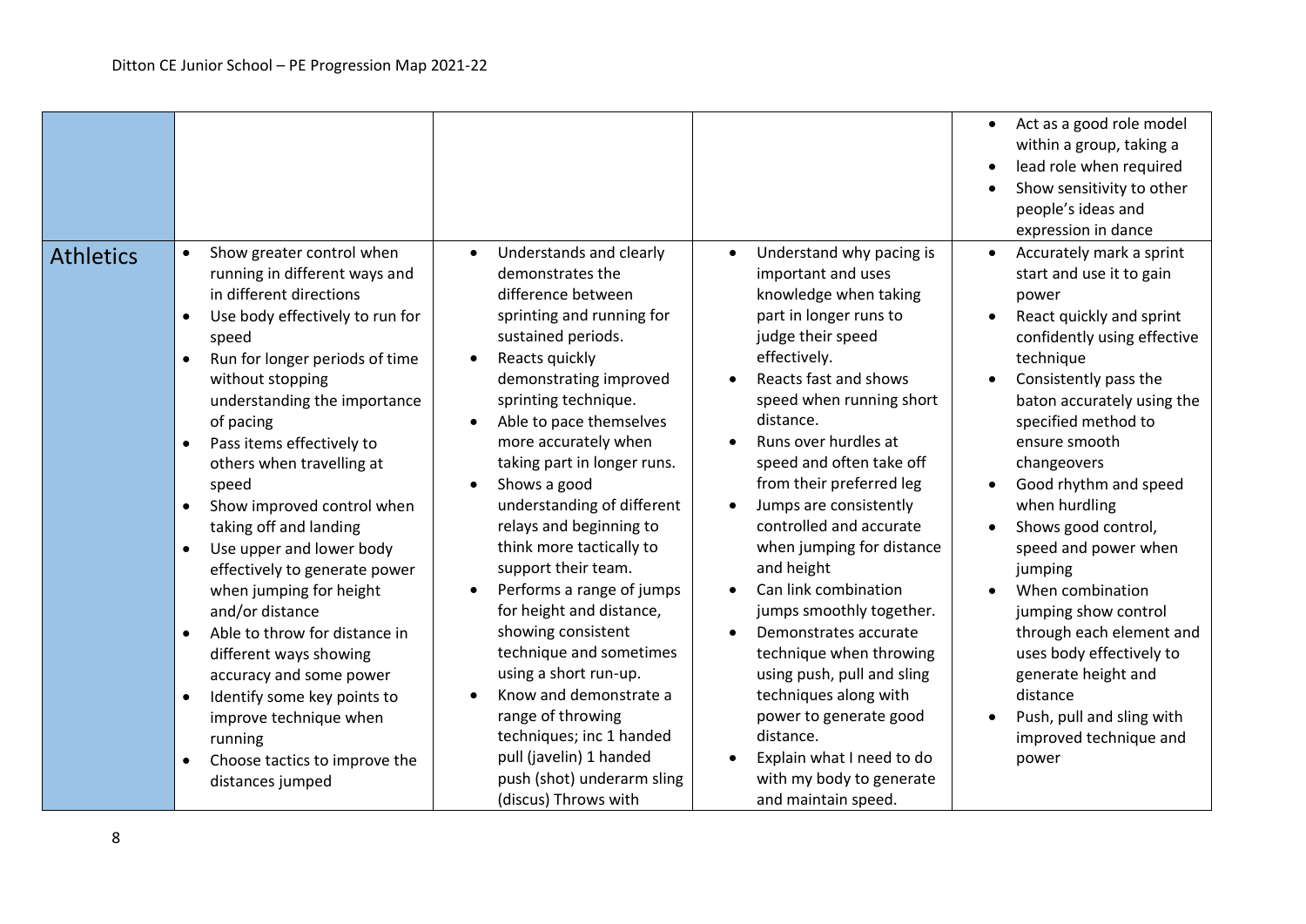| | | | | |
|---|---|---|---|---|
| | | | | • Act as a good role model within a group, taking a<br>• lead role when required<br>• Show sensitivity to other people's ideas and expression in dance |
| Athletics | • Show greater control when running in different ways and in different directions<br>• Use body effectively to run for speed<br>• Run for longer periods of time without stopping understanding the importance of pacing<br>• Pass items effectively to others when travelling at speed<br>• Show improved control when taking off and landing<br>• Use upper and lower body effectively to generate power when jumping for height and/or distance<br>• Able to throw for distance in different ways showing accuracy and some power<br>• Identify some key points to improve technique when running<br>• Choose tactics to improve the distances jumped | • Understands and clearly demonstrates the difference between sprinting and running for sustained periods.<br>• Reacts quickly demonstrating improved sprinting technique.<br>• Able to pace themselves more accurately when taking part in longer runs.<br>• Shows a good understanding of different relays and beginning to think more tactically to support their team.<br>• Performs a range of jumps for height and distance, showing consistent technique and sometimes using a short run-up.<br>• Know and demonstrate a range of throwing techniques; inc 1 handed pull (javelin) 1 handed push (shot) underarm sling (discus) Throws with | • Understand why pacing is important and uses knowledge when taking part in longer runs to judge their speed effectively.<br>• Reacts fast and shows speed when running short distance.<br>• Runs over hurdles at speed and often take off from their preferred leg<br>• Jumps are consistently controlled and accurate when jumping for distance and height<br>• Can link combination jumps smoothly together.<br>• Demonstrates accurate technique when throwing using push, pull and sling techniques along with power to generate good distance.<br>• Explain what I need to do with my body to generate and maintain speed. | • Accurately mark a sprint start and use it to gain power<br>• React quickly and sprint confidently using effective technique<br>• Consistently pass the baton accurately using the specified method to ensure smooth changeovers<br>• Good rhythm and speed when hurdling<br>• Shows good control, speed and power when jumping<br>• When combination jumping show control through each element and uses body effectively to generate height and distance<br>• Push, pull and sling with improved technique and power |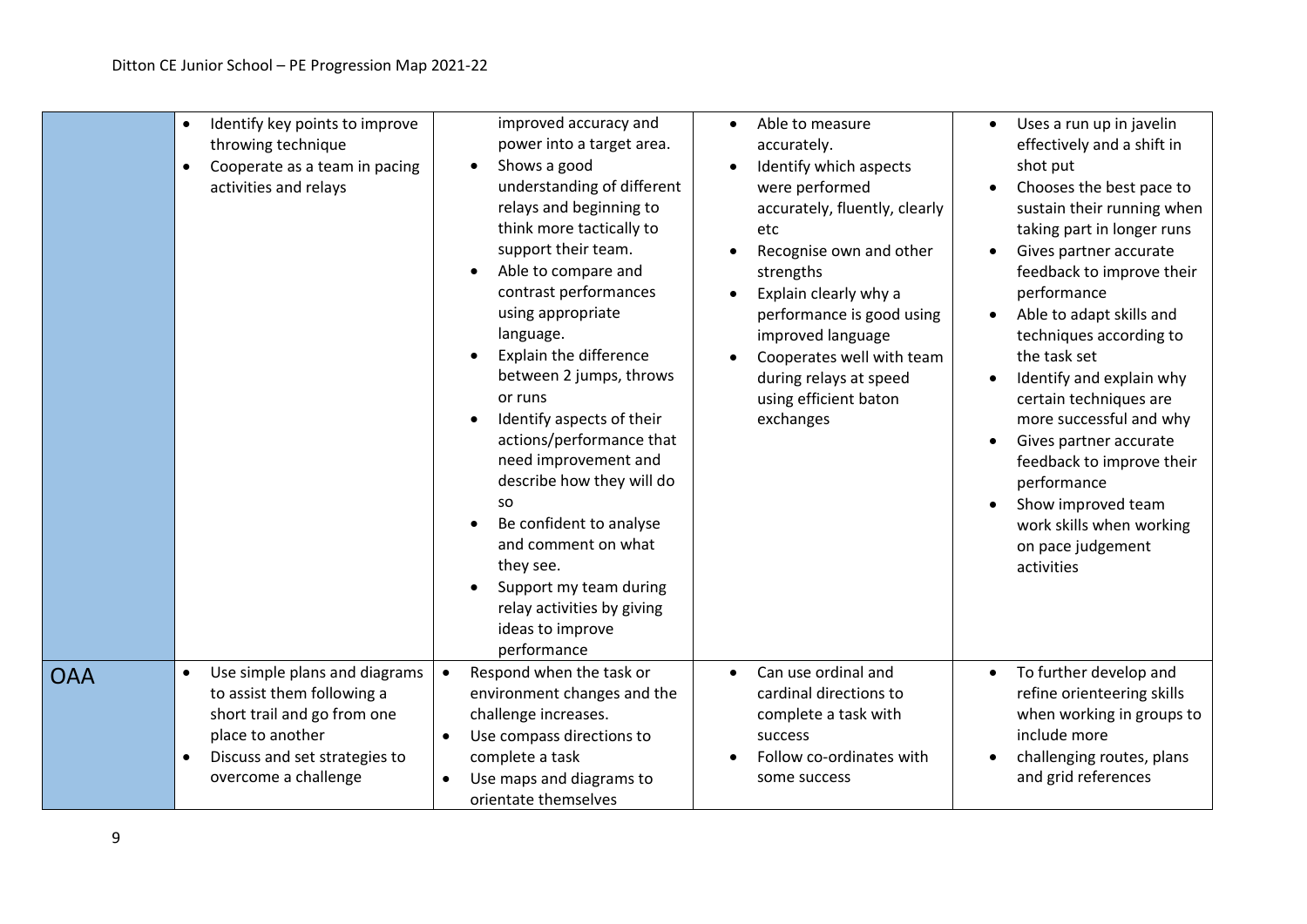| | | | | |
|---|---|---|---|---|
| | • Identify key points to improve throwing technique<br>• Cooperate as a team in pacing activities and relays | improved accuracy and power into a target area.<br>• Shows a good understanding of different relays and beginning to think more tactically to support their team.<br>• Able to compare and contrast performances using appropriate language.<br>• Explain the difference between 2 jumps, throws or runs<br>• Identify aspects of their actions/performance that need improvement and describe how they will do so<br>• Be confident to analyse and comment on what they see.<br>• Support my team during relay activities by giving ideas to improve performance | • Able to measure accurately.<br>• Identify which aspects were performed accurately, fluently, clearly etc<br>• Recognise own and other strengths<br>• Explain clearly why a performance is good using improved language<br>• Cooperates well with team during relays at speed using efficient baton exchanges | • Uses a run up in javelin effectively and a shift in shot put<br>• Chooses the best pace to sustain their running when taking part in longer runs<br>• Gives partner accurate feedback to improve their performance<br>• Able to adapt skills and techniques according to the task set<br>• Identify and explain why certain techniques are more successful and why<br>• Gives partner accurate feedback to improve their performance<br>• Show improved team work skills when working on pace judgement activities |
| OAA | • Use simple plans and diagrams to assist them following a short trail and go from one place to another<br>• Discuss and set strategies to overcome a challenge | • Respond when the task or environment changes and the challenge increases.<br>• Use compass directions to complete a task<br>• Use maps and diagrams to orientate themselves | • Can use ordinal and cardinal directions to complete a task with success<br>• Follow co-ordinates with some success | • To further develop and refine orienteering skills when working in groups to include more<br>• challenging routes, plans and grid references |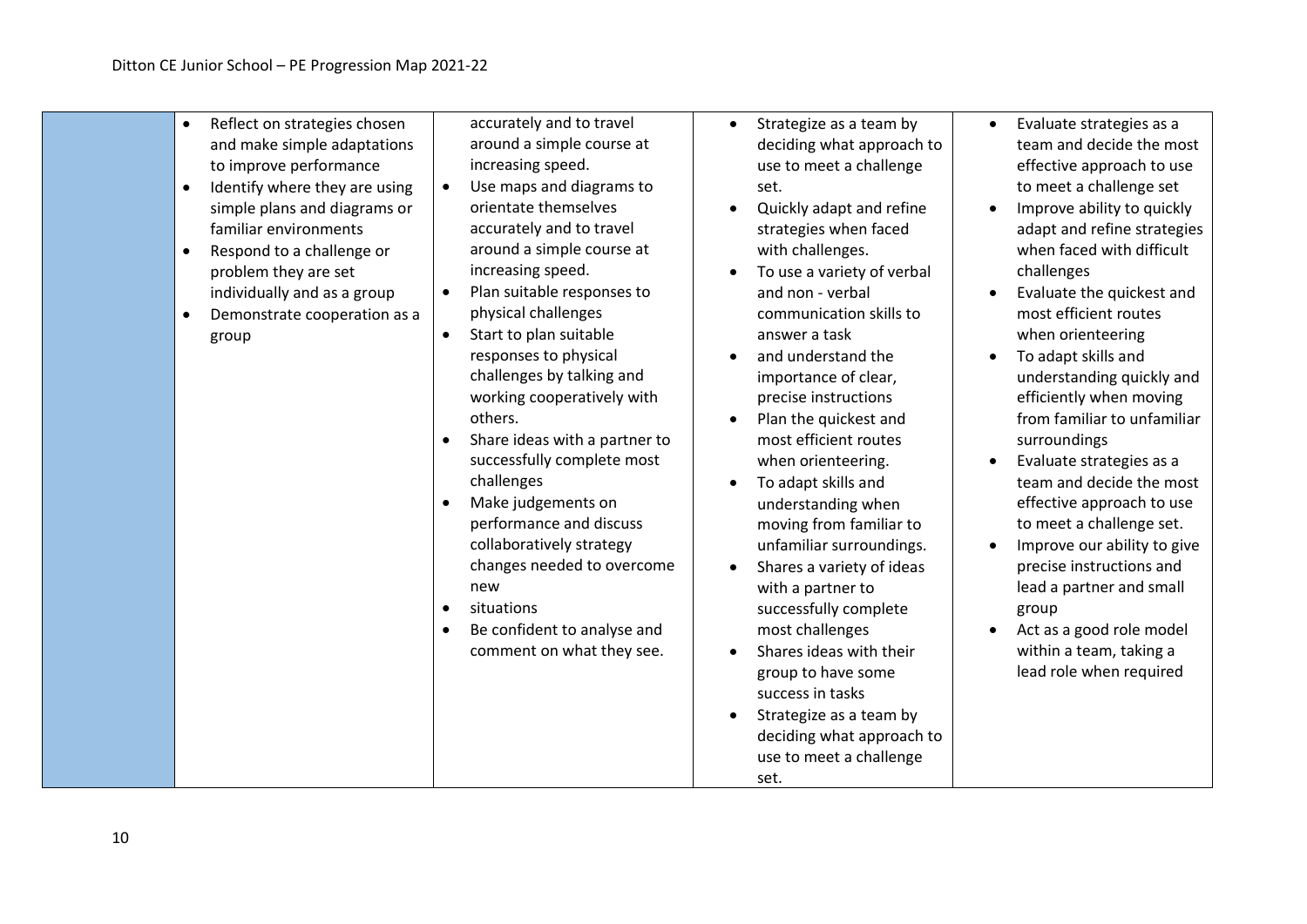| | | | | |
|---|---|---|---|---|
| | • Reflect on strategies chosen and make simple adaptations to improve performance<br>• Identify where they are using simple plans and diagrams or familiar environments<br>• Respond to a challenge or problem they are set individually and as a group<br>• Demonstrate cooperation as a group | accurately and to travel around a simple course at increasing speed.<br>• Use maps and diagrams to orientate themselves accurately and to travel around a simple course at increasing speed.<br>• Plan suitable responses to physical challenges<br>• Start to plan suitable responses to physical challenges by talking and working cooperatively with others.<br>• Share ideas with a partner to successfully complete most challenges<br>• Make judgements on performance and discuss collaboratively strategy changes needed to overcome new<br>• situations<br>• Be confident to analyse and comment on what they see. | • Strategize as a team by deciding what approach to use to meet a challenge set.<br>• Quickly adapt and refine strategies when faced with challenges.<br>• To use a variety of verbal and non - verbal communication skills to answer a task<br>• and understand the importance of clear, precise instructions<br>• Plan the quickest and most efficient routes when orienteering.<br>• To adapt skills and understanding when moving from familiar to unfamiliar surroundings.<br>• Shares a variety of ideas with a partner to successfully complete most challenges<br>• Shares ideas with their group to have some success in tasks<br>• Strategize as a team by deciding what approach to use to meet a challenge set. | • Evaluate strategies as a team and decide the most effective approach to use to meet a challenge set<br>• Improve ability to quickly adapt and refine strategies when faced with difficult challenges<br>• Evaluate the quickest and most efficient routes when orienteering<br>• To adapt skills and understanding quickly and efficiently when moving from familiar to unfamiliar surroundings<br>• Evaluate strategies as a team and decide the most effective approach to use to meet a challenge set.<br>• Improve our ability to give precise instructions and lead a partner and small group<br>• Act as a good role model within a team, taking a lead role when required |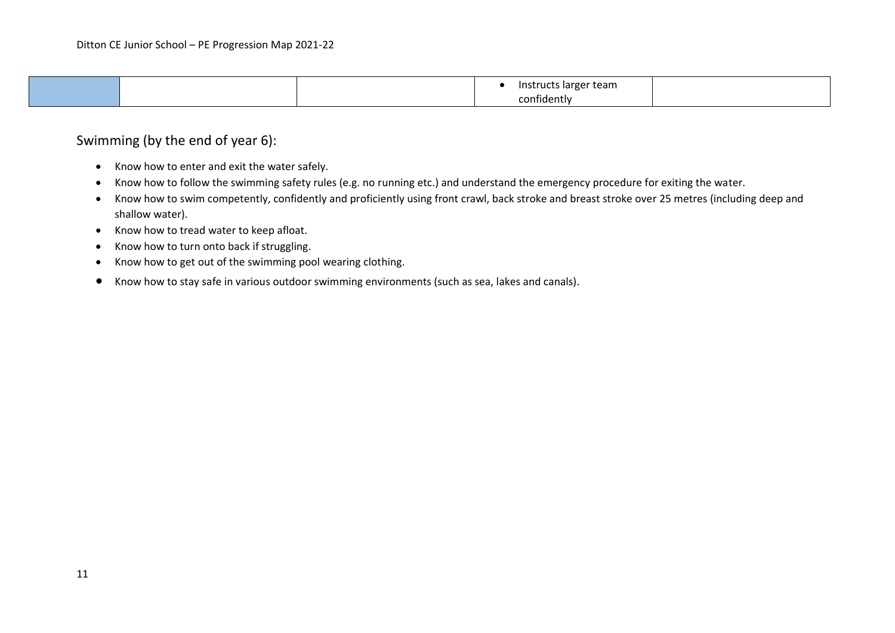| | | | | |
|---|---|---|---|---|
| | | | • Instructs larger team confidently | |

## Swimming (by the end of year 6):

- Know how to enter and exit the water safely.
- Know how to follow the swimming safety rules (e.g. no running etc.) and understand the emergency procedure for exiting the water.
- Know how to swim competently, confidently and proficiently using front crawl, back stroke and breast stroke over 25 metres (including deep and shallow water).
- Know how to tread water to keep afloat.
- Know how to turn onto back if struggling.
- Know how to get out of the swimming pool wearing clothing.
- Know how to stay safe in various outdoor swimming environments (such as sea, lakes and canals).